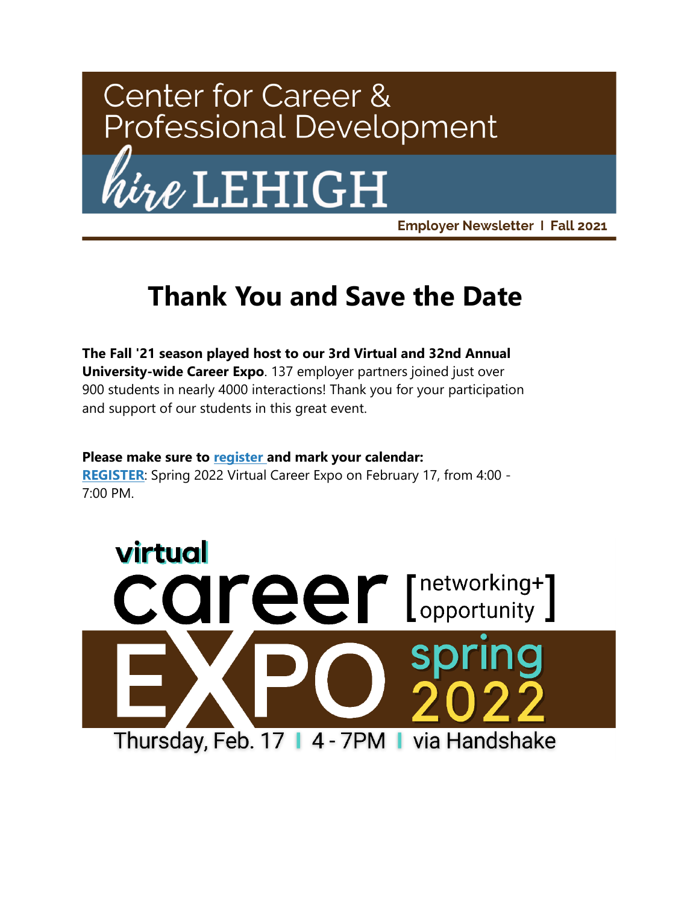# Center for Career & Professional Development

## hire LEHIGH

**Employer Newsletter I Fall 2021**

# Thank You and Save the Date

**The Fall '21 season played host to our 3rd Virtual and 32nd Annual University-wide Career Expo**. 137 employer partners joined just over 900 students in nearly 4000 interactions! Thank you for your participation and support of our students in this great event.

**Please make sure to register and mark your calendar:**
**REGISTER**: Spring 2022 Virtual Career Expo on February 17, from 4:00 - 7:00 PM.

virtual career EXPO [networking+ opportunity] spring 2022

Thursday, Feb. 17 | 4 - 7PM | via Handshake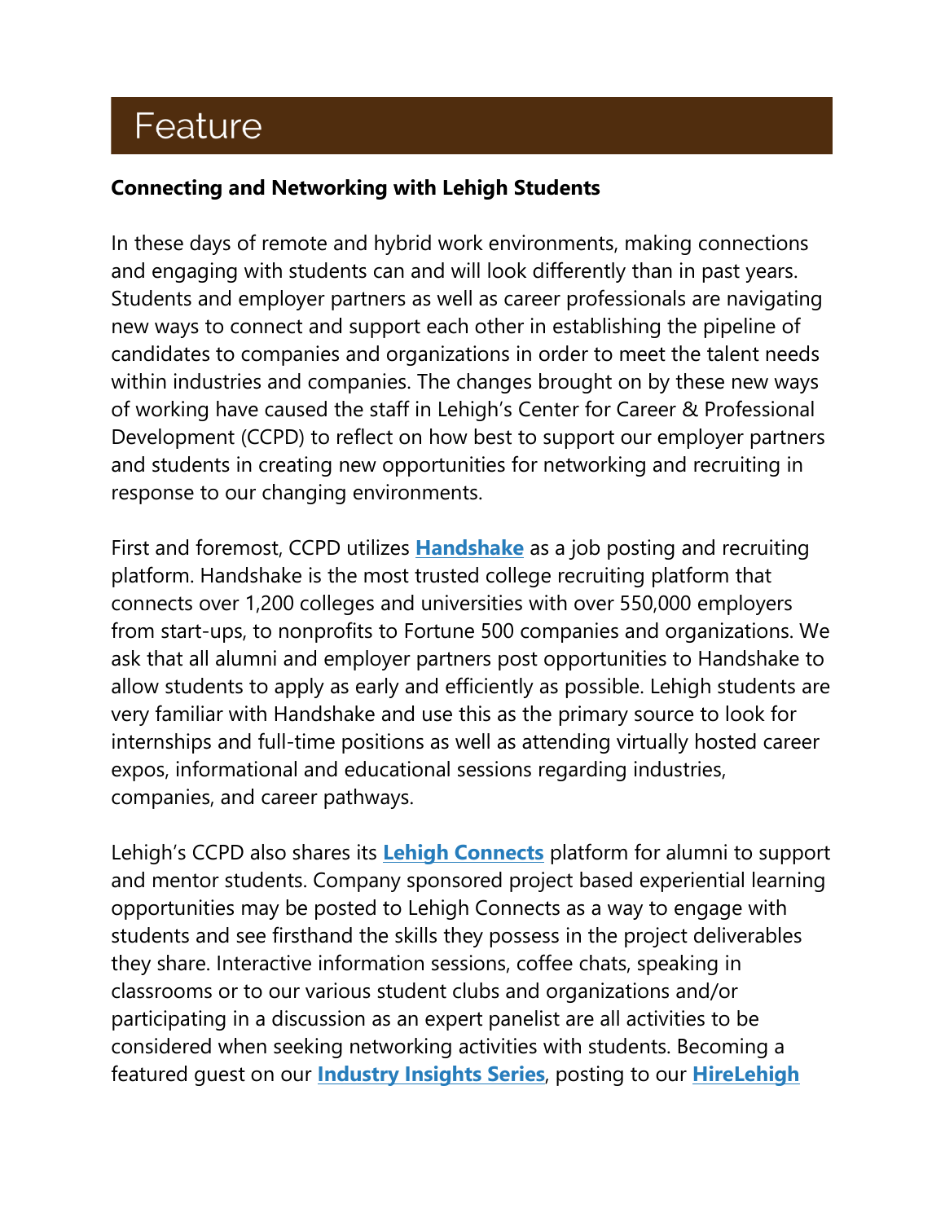# Feature

**Connecting and Networking with Lehigh Students**

In these days of remote and hybrid work environments, making connections and engaging with students can and will look differently than in past years. Students and employer partners as well as career professionals are navigating new ways to connect and support each other in establishing the pipeline of candidates to companies and organizations in order to meet the talent needs within industries and companies. The changes brought on by these new ways of working have caused the staff in Lehigh's Center for Career & Professional Development (CCPD) to reflect on how best to support our employer partners and students in creating new opportunities for networking and recruiting in response to our changing environments.

First and foremost, CCPD utilizes **Handshake** as a job posting and recruiting platform. Handshake is the most trusted college recruiting platform that connects over 1,200 colleges and universities with over 550,000 employers from start-ups, to nonprofits to Fortune 500 companies and organizations. We ask that all alumni and employer partners post opportunities to Handshake to allow students to apply as early and efficiently as possible. Lehigh students are very familiar with Handshake and use this as the primary source to look for internships and full-time positions as well as attending virtually hosted career expos, informational and educational sessions regarding industries, companies, and career pathways.

Lehigh's CCPD also shares its **Lehigh Connects** platform for alumni to support and mentor students. Company sponsored project based experiential learning opportunities may be posted to Lehigh Connects as a way to engage with students and see firsthand the skills they possess in the project deliverables they share. Interactive information sessions, coffee chats, speaking in classrooms or to our various student clubs and organizations and/or participating in a discussion as an expert panelist are all activities to be considered when seeking networking activities with students. Becoming a featured guest on our **Industry Insights Series**, posting to our **HireLehigh**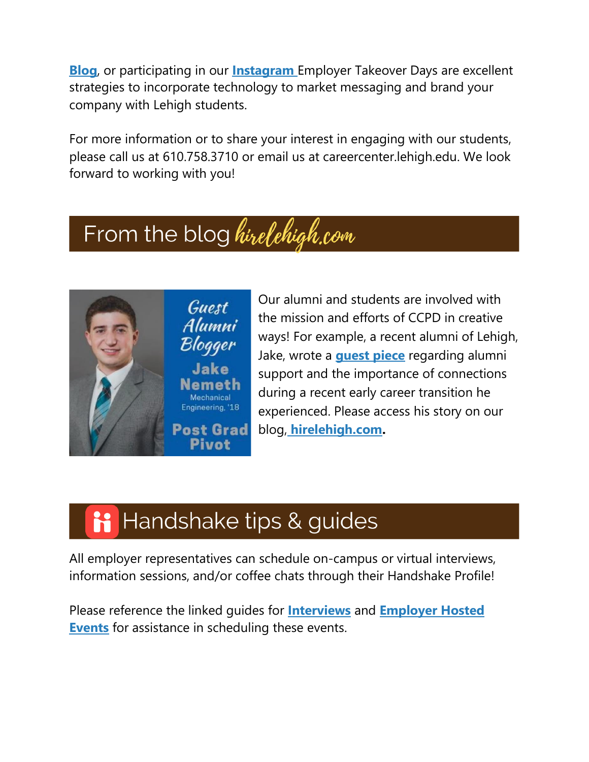**Blog**, or participating in our **Instagram** Employer Takeover Days are excellent strategies to incorporate technology to market messaging and brand your company with Lehigh students.

For more information or to share your interest in engaging with our students, please call us at 610.758.3710 or email us at careercenter.lehigh.edu. We look forward to working with you!

## From the blog *hirelehigh.com*

Guest Alumni Blogger
Jake Nemeth
Mechanical Engineering, '18
Post Grad Pivot

Our alumni and students are involved with the mission and efforts of CCPD in creative ways! For example, a recent alumni of Lehigh, Jake, wrote a **guest piece** regarding alumni support and the importance of connections during a recent early career transition he experienced. Please access his story on our blog, **hirelehigh.com.**

## Handshake tips & guides

All employer representatives can schedule on-campus or virtual interviews, information sessions, and/or coffee chats through their Handshake Profile!

Please reference the linked guides for **Interviews** and **Employer Hosted Events** for assistance in scheduling these events.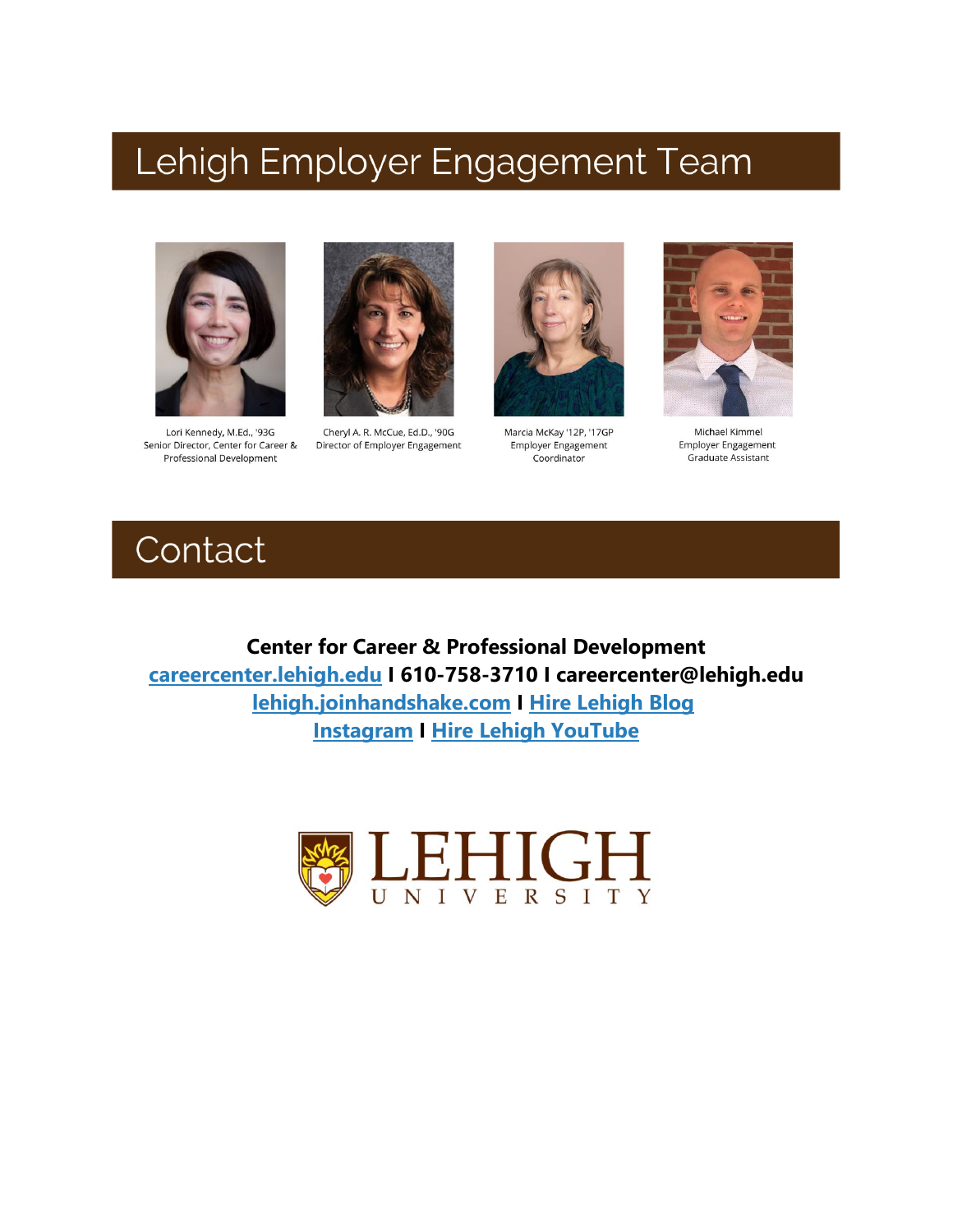# Lehigh Employer Engagement Team

Lori Kennedy, M.Ed., '93G
Senior Director, Center for Career & Professional Development

Cheryl A. R. McCue, Ed.D., '90G
Director of Employer Engagement

Marcia McKay '12P, '17GP
Employer Engagement Coordinator

Michael Kimmel
Employer Engagement Graduate Assistant

# Contact

**Center for Career & Professional Development**

**careercenter.lehigh.edu I 610-758-3710 I careercenter@lehigh.edu**

**lehigh.joinhandshake.com I Hire Lehigh Blog**

**Instagram I Hire Lehigh YouTube**

LEHIGH UNIVERSITY